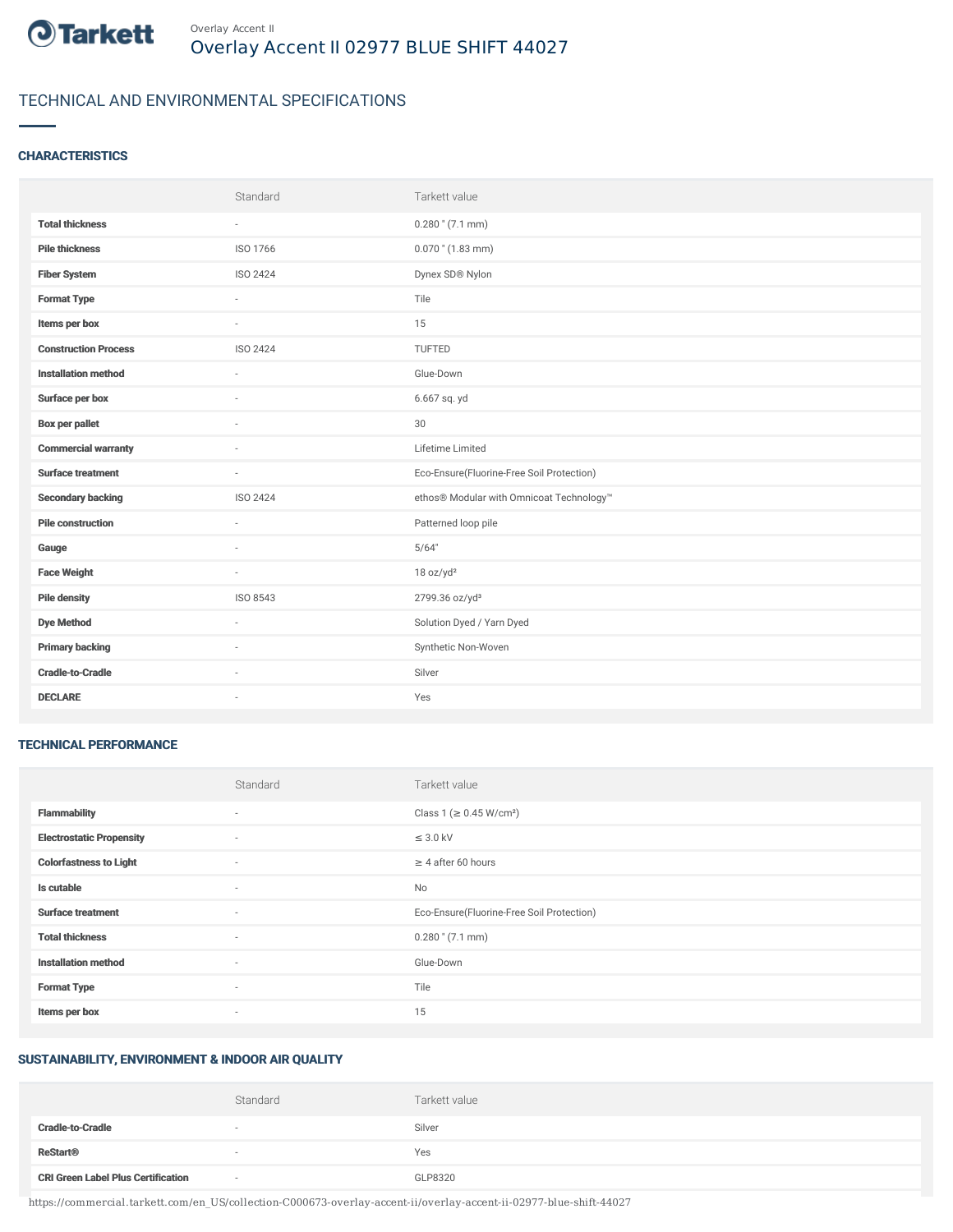Overlay Accent II

# Overlay Accent II 02977 BLUE SHIFT 44027

## TECHNICAL AND ENVIRONMENTAL SPECIFICATIONS

### CHARACTERISTICS

| | Standard | Tarkett value |
|---|---|---|
| **Total thickness** | - | 0.280 " (7.1 mm) |
| **Pile thickness** | ISO 1766 | 0.070 " (1.83 mm) |
| **Fiber System** | ISO 2424 | Dynex SD® Nylon |
| **Format Type** | - | Tile |
| **Items per box** | - | 15 |
| **Construction Process** | ISO 2424 | TUFTED |
| **Installation method** | - | Glue-Down |
| **Surface per box** | - | 6.667 sq. yd |
| **Box per pallet** | - | 30 |
| **Commercial warranty** | - | Lifetime Limited |
| **Surface treatment** | - | Eco-Ensure(Fluorine-Free Soil Protection) |
| **Secondary backing** | ISO 2424 | ethos® Modular with Omnicoat Technology™ |
| **Pile construction** | - | Patterned loop pile |
| **Gauge** | - | 5/64" |
| **Face Weight** | - | 18 oz/yd² |
| **Pile density** | ISO 8543 | 2799.36 oz/yd³ |
| **Dye Method** | - | Solution Dyed / Yarn Dyed |
| **Primary backing** | - | Synthetic Non-Woven |
| **Cradle-to-Cradle** | - | Silver |
| **DECLARE** | - | Yes |

### TECHNICAL PERFORMANCE

| | Standard | Tarkett value |
|---|---|---|
| **Flammability** | - | Class 1 (≥ 0.45 W/cm²) |
| **Electrostatic Propensity** | - | ≤ 3.0 kV |
| **Colorfastness to Light** | - | ≥ 4 after 60 hours |
| **Is cutable** | - | No |
| **Surface treatment** | - | Eco-Ensure(Fluorine-Free Soil Protection) |
| **Total thickness** | - | 0.280 " (7.1 mm) |
| **Installation method** | - | Glue-Down |
| **Format Type** | - | Tile |
| **Items per box** | - | 15 |

### SUSTAINABILITY, ENVIRONMENT & INDOOR AIR QUALITY

| | Standard | Tarkett value |
|---|---|---|
| **Cradle-to-Cradle** | - | Silver |
| **ReStart®** | - | Yes |
| **CRI Green Label Plus Certification** | - | GLP8320 |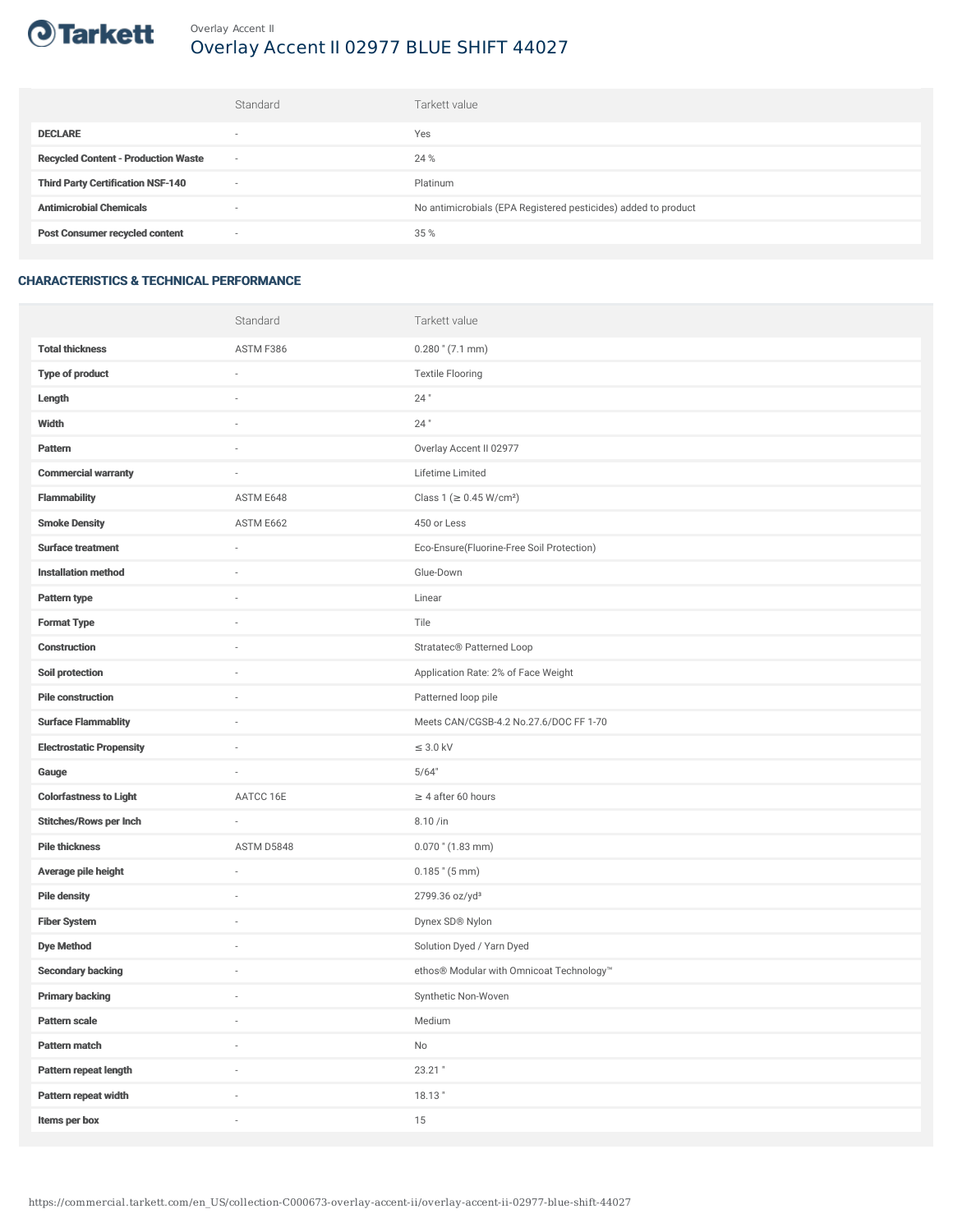# Overlay Accent II

## Overlay Accent II 02977 BLUE SHIFT 44027

| | Standard | Tarkett value |
|---|---|---|
| **DECLARE** | - | Yes |
| **Recycled Content - Production Waste** | - | 24 % |
| **Third Party Certification NSF-140** | - | Platinum |
| **Antimicrobial Chemicals** | - | No antimicrobials (EPA Registered pesticides) added to product |
| **Post Consumer recycled content** | - | 35 % |

### CHARACTERISTICS & TECHNICAL PERFORMANCE

| | Standard | Tarkett value |
|---|---|---|
| **Total thickness** | ASTM F386 | 0.280 " (7.1 mm) |
| **Type of product** | - | Textile Flooring |
| **Length** | - | 24 " |
| **Width** | - | 24 " |
| **Pattern** | - | Overlay Accent II 02977 |
| **Commercial warranty** | - | Lifetime Limited |
| **Flammability** | ASTM E648 | Class 1 (≥ 0.45 W/cm²) |
| **Smoke Density** | ASTM E662 | 450 or Less |
| **Surface treatment** | - | Eco-Ensure(Fluorine-Free Soil Protection) |
| **Installation method** | - | Glue-Down |
| **Pattern type** | - | Linear |
| **Format Type** | - | Tile |
| **Construction** | - | Stratatec® Patterned Loop |
| **Soil protection** | - | Application Rate: 2% of Face Weight |
| **Pile construction** | - | Patterned loop pile |
| **Surface Flammablity** | - | Meets CAN/CGSB-4.2 No.27.6/DOC FF 1-70 |
| **Electrostatic Propensity** | - | ≤ 3.0 kV |
| **Gauge** | - | 5/64" |
| **Colorfastness to Light** | AATCC 16E | ≥ 4 after 60 hours |
| **Stitches/Rows per Inch** | - | 8.10 /in |
| **Pile thickness** | ASTM D5848 | 0.070 " (1.83 mm) |
| **Average pile height** | - | 0.185 " (5 mm) |
| **Pile density** | - | 2799.36 oz/yd³ |
| **Fiber System** | - | Dynex SD® Nylon |
| **Dye Method** | - | Solution Dyed / Yarn Dyed |
| **Secondary backing** | - | ethos® Modular with Omnicoat Technology™ |
| **Primary backing** | - | Synthetic Non-Woven |
| **Pattern scale** | - | Medium |
| **Pattern match** | - | No |
| **Pattern repeat length** | - | 23.21 " |
| **Pattern repeat width** | - | 18.13 " |
| **Items per box** | - | 15 |

https://commercial.tarkett.com/en_US/collection-C000673-overlay-accent-ii/overlay-accent-ii-02977-blue-shift-44027